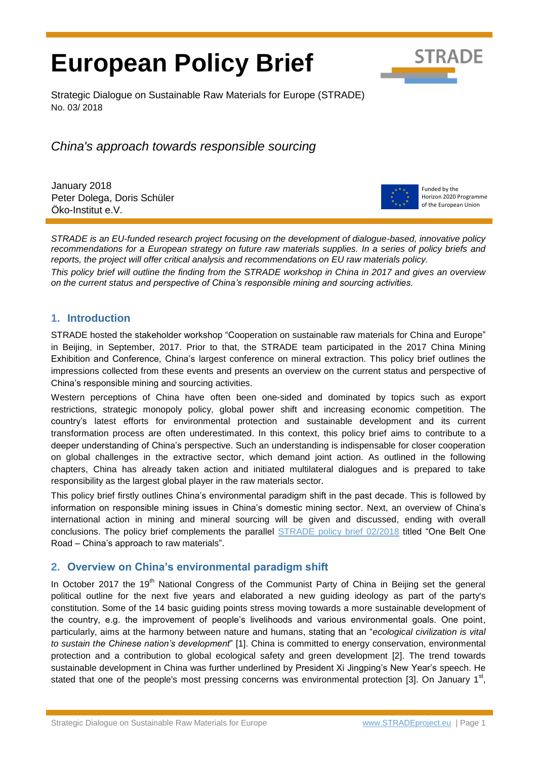# European Policy Brief

Strategic Dialogue on Sustainable Raw Materials for Europe (STRADE)
No. 03/ 2018

*China's approach towards responsible sourcing*

January 2018
Peter Dolega, Doris Schüler
Öko-Institut e.V.

Funded by the Horizon 2020 Programme of the European Union

*STRADE is an EU-funded research project focusing on the development of dialogue-based, innovative policy recommendations for a European strategy on future raw materials supplies. In a series of policy briefs and reports, the project will offer critical analysis and recommendations on EU raw materials policy.*

*This policy brief will outline the finding from the STRADE workshop in China in 2017 and gives an overview on the current status and perspective of China's responsible mining and sourcing activities.*

## 1. Introduction

STRADE hosted the stakeholder workshop "Cooperation on sustainable raw materials for China and Europe" in Beijing, in September, 2017. Prior to that, the STRADE team participated in the 2017 China Mining Exhibition and Conference, China's largest conference on mineral extraction. This policy brief outlines the impressions collected from these events and presents an overview on the current status and perspective of China's responsible mining and sourcing activities.

Western perceptions of China have often been one-sided and dominated by topics such as export restrictions, strategic monopoly policy, global power shift and increasing economic competition. The country's latest efforts for environmental protection and sustainable development and its current transformation process are often underestimated. In this context, this policy brief aims to contribute to a deeper understanding of China's perspective. Such an understanding is indispensable for closer cooperation on global challenges in the extractive sector, which demand joint action. As outlined in the following chapters, China has already taken action and initiated multilateral dialogues and is prepared to take responsibility as the largest global player in the raw materials sector.

This policy brief firstly outlines China's environmental paradigm shift in the past decade. This is followed by information on responsible mining issues in China's domestic mining sector. Next, an overview of China's international action in mining and mineral sourcing will be given and discussed, ending with overall conclusions. The policy brief complements the parallel STRADE policy brief 02/2018 titled "One Belt One Road – China's approach to raw materials".

## 2. Overview on China's environmental paradigm shift

In October 2017 the 19th National Congress of the Communist Party of China in Beijing set the general political outline for the next five years and elaborated a new guiding ideology as part of the party's constitution. Some of the 14 basic guiding points stress moving towards a more sustainable development of the country, e.g. the improvement of people's livelihoods and various environmental goals. One point, particularly, aims at the harmony between nature and humans, stating that an "*ecological civilization is vital to sustain the Chinese nation's development*" [1]. China is committed to energy conservation, environmental protection and a contribution to global ecological safety and green development [2]. The trend towards sustainable development in China was further underlined by President Xi Jingping's New Year's speech. He stated that one of the people's most pressing concerns was environmental protection [3]. On January 1st,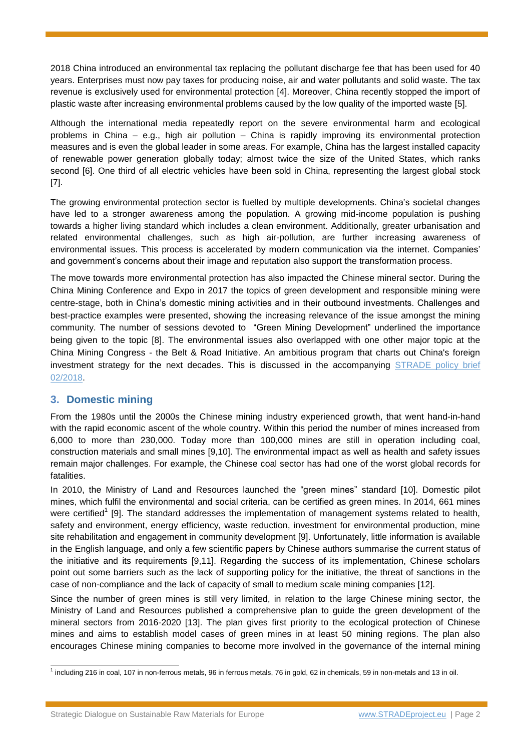2018 China introduced an environmental tax replacing the pollutant discharge fee that has been used for 40 years. Enterprises must now pay taxes for producing noise, air and water pollutants and solid waste. The tax revenue is exclusively used for environmental protection [4]. Moreover, China recently stopped the import of plastic waste after increasing environmental problems caused by the low quality of the imported waste [5].

Although the international media repeatedly report on the severe environmental harm and ecological problems in China – e.g., high air pollution – China is rapidly improving its environmental protection measures and is even the global leader in some areas. For example, China has the largest installed capacity of renewable power generation globally today; almost twice the size of the United States, which ranks second [6]. One third of all electric vehicles have been sold in China, representing the largest global stock [7].

The growing environmental protection sector is fuelled by multiple developments. China's societal changes have led to a stronger awareness among the population. A growing mid-income population is pushing towards a higher living standard which includes a clean environment. Additionally, greater urbanisation and related environmental challenges, such as high air-pollution, are further increasing awareness of environmental issues. This process is accelerated by modern communication via the internet. Companies' and government's concerns about their image and reputation also support the transformation process.

The move towards more environmental protection has also impacted the Chinese mineral sector. During the China Mining Conference and Expo in 2017 the topics of green development and responsible mining were centre-stage, both in China's domestic mining activities and in their outbound investments. Challenges and best-practice examples were presented, showing the increasing relevance of the issue amongst the mining community. The number of sessions devoted to "Green Mining Development" underlined the importance being given to the topic [8]. The environmental issues also overlapped with one other major topic at the China Mining Congress - the Belt & Road Initiative. An ambitious program that charts out China's foreign investment strategy for the next decades. This is discussed in the accompanying STRADE policy brief 02/2018.

## 3. Domestic mining

From the 1980s until the 2000s the Chinese mining industry experienced growth, that went hand-in-hand with the rapid economic ascent of the whole country. Within this period the number of mines increased from 6,000 to more than 230,000. Today more than 100,000 mines are still in operation including coal, construction materials and small mines [9,10]. The environmental impact as well as health and safety issues remain major challenges. For example, the Chinese coal sector has had one of the worst global records for fatalities.

In 2010, the Ministry of Land and Resources launched the "green mines" standard [10]. Domestic pilot mines, which fulfil the environmental and social criteria, can be certified as green mines. In 2014, 661 mines were certified[1] [9]. The standard addresses the implementation of management systems related to health, safety and environment, energy efficiency, waste reduction, investment for environmental production, mine site rehabilitation and engagement in community development [9]. Unfortunately, little information is available in the English language, and only a few scientific papers by Chinese authors summarise the current status of the initiative and its requirements [9,11]. Regarding the success of its implementation, Chinese scholars point out some barriers such as the lack of supporting policy for the initiative, the threat of sanctions in the case of non-compliance and the lack of capacity of small to medium scale mining companies [12].

Since the number of green mines is still very limited, in relation to the large Chinese mining sector, the Ministry of Land and Resources published a comprehensive plan to guide the green development of the mineral sectors from 2016-2020 [13]. The plan gives first priority to the ecological protection of Chinese mines and aims to establish model cases of green mines in at least 50 mining regions. The plan also encourages Chinese mining companies to become more involved in the governance of the internal mining

[1] including 216 in coal, 107 in non-ferrous metals, 96 in ferrous metals, 76 in gold, 62 in chemicals, 59 in non-metals and 13 in oil.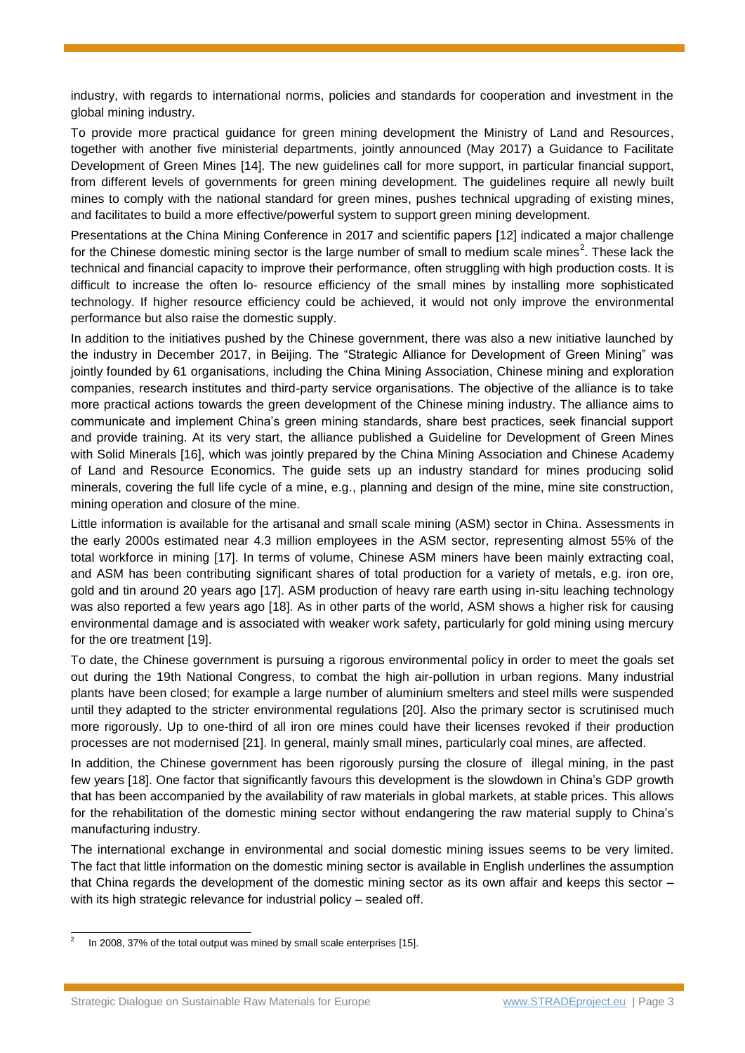industry, with regards to international norms, policies and standards for cooperation and investment in the global mining industry.

To provide more practical guidance for green mining development the Ministry of Land and Resources, together with another five ministerial departments, jointly announced (May 2017) a Guidance to Facilitate Development of Green Mines [14]. The new guidelines call for more support, in particular financial support, from different levels of governments for green mining development. The guidelines require all newly built mines to comply with the national standard for green mines, pushes technical upgrading of existing mines, and facilitates to build a more effective/powerful system to support green mining development.

Presentations at the China Mining Conference in 2017 and scientific papers [12] indicated a major challenge for the Chinese domestic mining sector is the large number of small to medium scale mines[2]. These lack the technical and financial capacity to improve their performance, often struggling with high production costs. It is difficult to increase the often lo- resource efficiency of the small mines by installing more sophisticated technology. If higher resource efficiency could be achieved, it would not only improve the environmental performance but also raise the domestic supply.

In addition to the initiatives pushed by the Chinese government, there was also a new initiative launched by the industry in December 2017, in Beijing. The "Strategic Alliance for Development of Green Mining" was jointly founded by 61 organisations, including the China Mining Association, Chinese mining and exploration companies, research institutes and third-party service organisations. The objective of the alliance is to take more practical actions towards the green development of the Chinese mining industry. The alliance aims to communicate and implement China's green mining standards, share best practices, seek financial support and provide training. At its very start, the alliance published a Guideline for Development of Green Mines with Solid Minerals [16], which was jointly prepared by the China Mining Association and Chinese Academy of Land and Resource Economics. The guide sets up an industry standard for mines producing solid minerals, covering the full life cycle of a mine, e.g., planning and design of the mine, mine site construction, mining operation and closure of the mine.

Little information is available for the artisanal and small scale mining (ASM) sector in China. Assessments in the early 2000s estimated near 4.3 million employees in the ASM sector, representing almost 55% of the total workforce in mining [17]. In terms of volume, Chinese ASM miners have been mainly extracting coal, and ASM has been contributing significant shares of total production for a variety of metals, e.g. iron ore, gold and tin around 20 years ago [17]. ASM production of heavy rare earth using in-situ leaching technology was also reported a few years ago [18]. As in other parts of the world, ASM shows a higher risk for causing environmental damage and is associated with weaker work safety, particularly for gold mining using mercury for the ore treatment [19].

To date, the Chinese government is pursuing a rigorous environmental policy in order to meet the goals set out during the 19th National Congress, to combat the high air-pollution in urban regions. Many industrial plants have been closed; for example a large number of aluminium smelters and steel mills were suspended until they adapted to the stricter environmental regulations [20]. Also the primary sector is scrutinised much more rigorously. Up to one-third of all iron ore mines could have their licenses revoked if their production processes are not modernised [21]. In general, mainly small mines, particularly coal mines, are affected.

In addition, the Chinese government has been rigorously pursing the closure of illegal mining, in the past few years [18]. One factor that significantly favours this development is the slowdown in China's GDP growth that has been accompanied by the availability of raw materials in global markets, at stable prices. This allows for the rehabilitation of the domestic mining sector without endangering the raw material supply to China's manufacturing industry.

The international exchange in environmental and social domestic mining issues seems to be very limited. The fact that little information on the domestic mining sector is available in English underlines the assumption that China regards the development of the domestic mining sector as its own affair and keeps this sector – with its high strategic relevance for industrial policy – sealed off.

---

[2] In 2008, 37% of the total output was mined by small scale enterprises [15].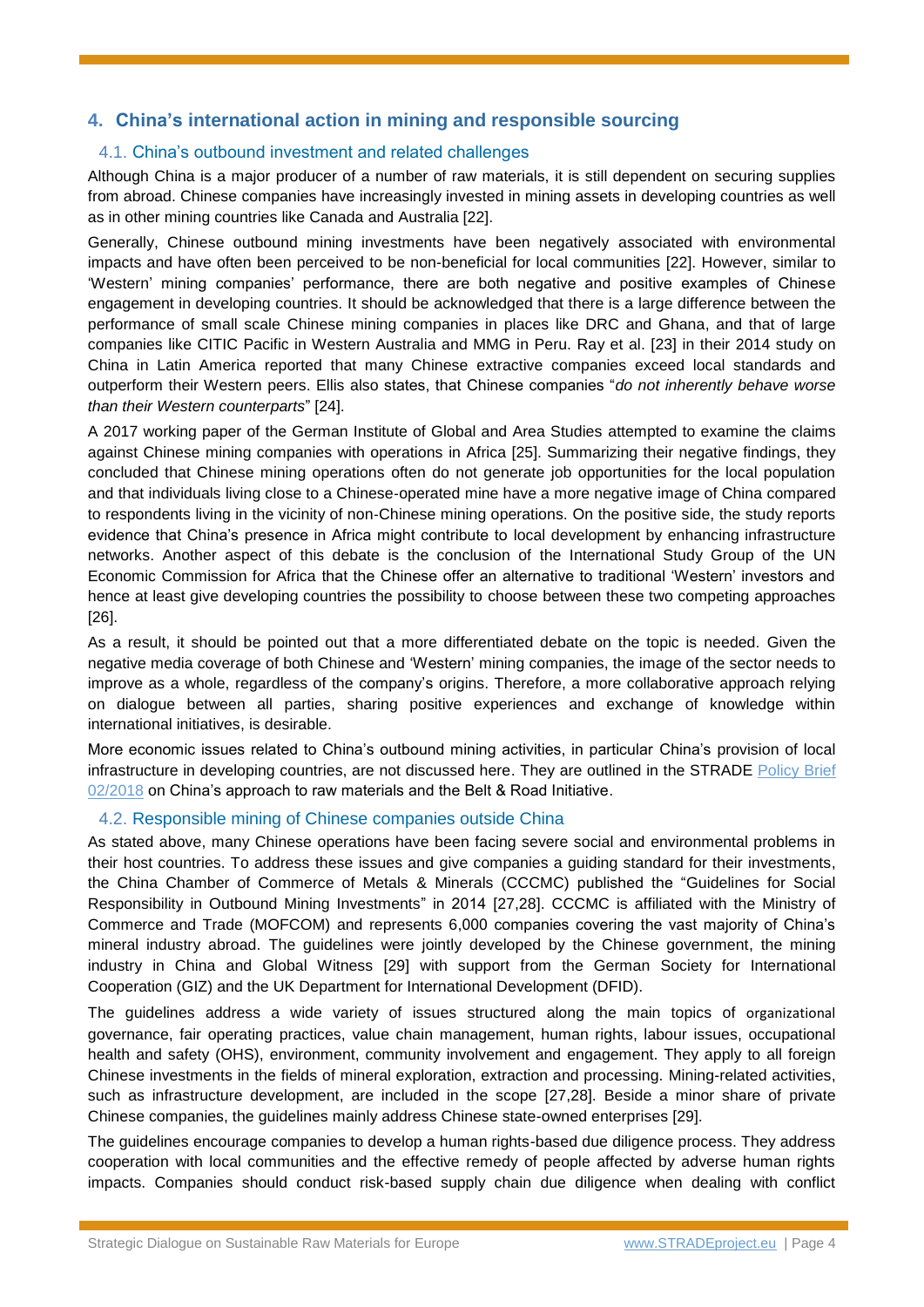## 4. China's international action in mining and responsible sourcing

### 4.1. China's outbound investment and related challenges

Although China is a major producer of a number of raw materials, it is still dependent on securing supplies from abroad. Chinese companies have increasingly invested in mining assets in developing countries as well as in other mining countries like Canada and Australia [22].

Generally, Chinese outbound mining investments have been negatively associated with environmental impacts and have often been perceived to be non-beneficial for local communities [22]. However, similar to 'Western' mining companies' performance, there are both negative and positive examples of Chinese engagement in developing countries. It should be acknowledged that there is a large difference between the performance of small scale Chinese mining companies in places like DRC and Ghana, and that of large companies like CITIC Pacific in Western Australia and MMG in Peru. Ray et al. [23] in their 2014 study on China in Latin America reported that many Chinese extractive companies exceed local standards and outperform their Western peers. Ellis also states, that Chinese companies "*do not inherently behave worse than their Western counterparts*" [24].

A 2017 working paper of the German Institute of Global and Area Studies attempted to examine the claims against Chinese mining companies with operations in Africa [25]. Summarizing their negative findings, they concluded that Chinese mining operations often do not generate job opportunities for the local population and that individuals living close to a Chinese-operated mine have a more negative image of China compared to respondents living in the vicinity of non-Chinese mining operations. On the positive side, the study reports evidence that China's presence in Africa might contribute to local development by enhancing infrastructure networks. Another aspect of this debate is the conclusion of the International Study Group of the UN Economic Commission for Africa that the Chinese offer an alternative to traditional 'Western' investors and hence at least give developing countries the possibility to choose between these two competing approaches [26].

As a result, it should be pointed out that a more differentiated debate on the topic is needed. Given the negative media coverage of both Chinese and 'Western' mining companies, the image of the sector needs to improve as a whole, regardless of the company's origins. Therefore, a more collaborative approach relying on dialogue between all parties, sharing positive experiences and exchange of knowledge within international initiatives, is desirable.

More economic issues related to China's outbound mining activities, in particular China's provision of local infrastructure in developing countries, are not discussed here. They are outlined in the STRADE Policy Brief 02/2018 on China's approach to raw materials and the Belt & Road Initiative.

### 4.2. Responsible mining of Chinese companies outside China

As stated above, many Chinese operations have been facing severe social and environmental problems in their host countries. To address these issues and give companies a guiding standard for their investments, the China Chamber of Commerce of Metals & Minerals (CCCMC) published the "Guidelines for Social Responsibility in Outbound Mining Investments" in 2014 [27,28]. CCCMC is affiliated with the Ministry of Commerce and Trade (MOFCOM) and represents 6,000 companies covering the vast majority of China's mineral industry abroad. The guidelines were jointly developed by the Chinese government, the mining industry in China and Global Witness [29] with support from the German Society for International Cooperation (GIZ) and the UK Department for International Development (DFID).

The guidelines address a wide variety of issues structured along the main topics of organizational governance, fair operating practices, value chain management, human rights, labour issues, occupational health and safety (OHS), environment, community involvement and engagement. They apply to all foreign Chinese investments in the fields of mineral exploration, extraction and processing. Mining-related activities, such as infrastructure development, are included in the scope [27,28]. Beside a minor share of private Chinese companies, the guidelines mainly address Chinese state-owned enterprises [29].

The guidelines encourage companies to develop a human rights-based due diligence process. They address cooperation with local communities and the effective remedy of people affected by adverse human rights impacts. Companies should conduct risk-based supply chain due diligence when dealing with conflict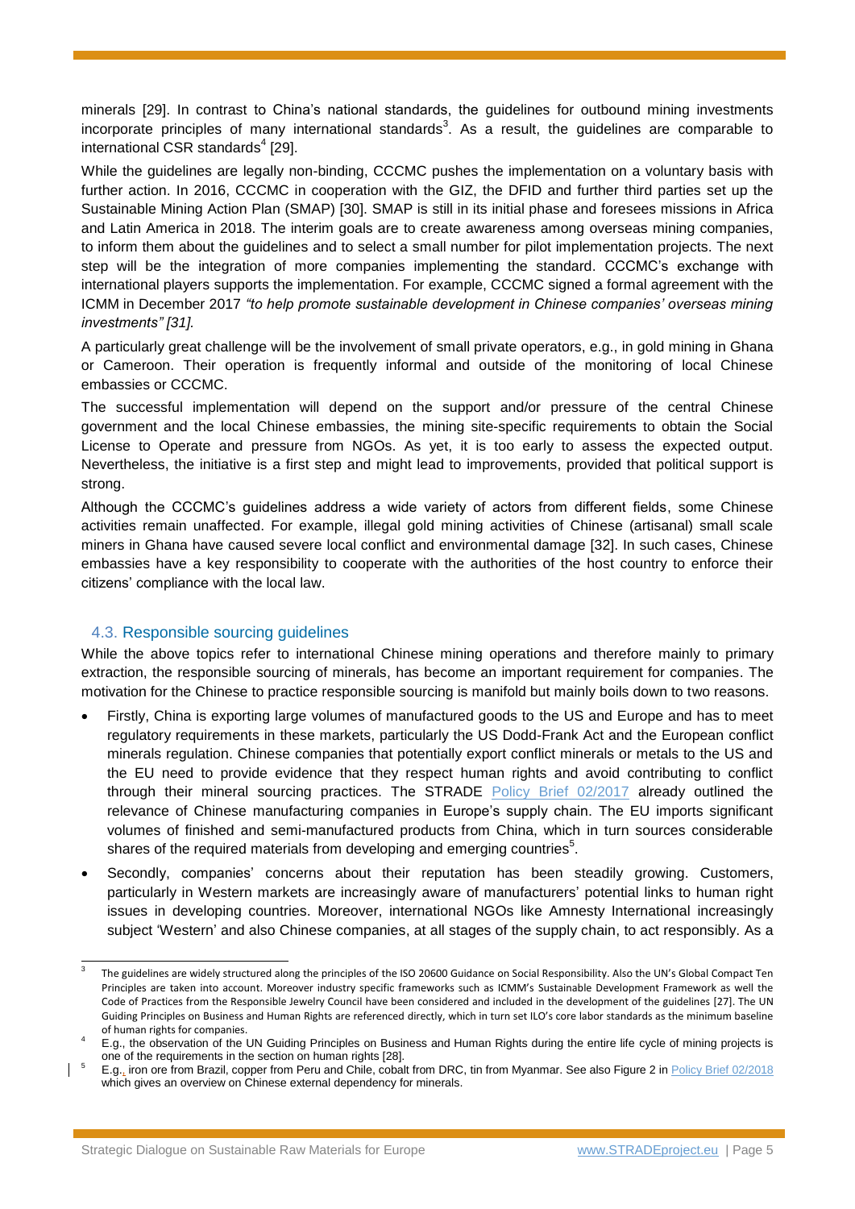minerals [29]. In contrast to China's national standards, the guidelines for outbound mining investments incorporate principles of many international standards[3]. As a result, the guidelines are comparable to international CSR standards[4] [29].

While the guidelines are legally non-binding, CCCMC pushes the implementation on a voluntary basis with further action. In 2016, CCCMC in cooperation with the GIZ, the DFID and further third parties set up the Sustainable Mining Action Plan (SMAP) [30]. SMAP is still in its initial phase and foresees missions in Africa and Latin America in 2018. The interim goals are to create awareness among overseas mining companies, to inform them about the guidelines and to select a small number for pilot implementation projects. The next step will be the integration of more companies implementing the standard. CCCMC's exchange with international players supports the implementation. For example, CCCMC signed a formal agreement with the ICMM in December 2017 *"to help promote sustainable development in Chinese companies' overseas mining investments" [31].*

A particularly great challenge will be the involvement of small private operators, e.g., in gold mining in Ghana or Cameroon. Their operation is frequently informal and outside of the monitoring of local Chinese embassies or CCCMC.

The successful implementation will depend on the support and/or pressure of the central Chinese government and the local Chinese embassies, the mining site-specific requirements to obtain the Social License to Operate and pressure from NGOs. As yet, it is too early to assess the expected output. Nevertheless, the initiative is a first step and might lead to improvements, provided that political support is strong.

Although the CCCMC's guidelines address a wide variety of actors from different fields, some Chinese activities remain unaffected. For example, illegal gold mining activities of Chinese (artisanal) small scale miners in Ghana have caused severe local conflict and environmental damage [32]. In such cases, Chinese embassies have a key responsibility to cooperate with the authorities of the host country to enforce their citizens' compliance with the local law.

### 4.3. Responsible sourcing guidelines

While the above topics refer to international Chinese mining operations and therefore mainly to primary extraction, the responsible sourcing of minerals, has become an important requirement for companies. The motivation for the Chinese to practice responsible sourcing is manifold but mainly boils down to two reasons.

- Firstly, China is exporting large volumes of manufactured goods to the US and Europe and has to meet regulatory requirements in these markets, particularly the US Dodd-Frank Act and the European conflict minerals regulation. Chinese companies that potentially export conflict minerals or metals to the US and the EU need to provide evidence that they respect human rights and avoid contributing to conflict through their mineral sourcing practices. The STRADE Policy Brief 02/2017 already outlined the relevance of Chinese manufacturing companies in Europe's supply chain. The EU imports significant volumes of finished and semi-manufactured products from China, which in turn sources considerable shares of the required materials from developing and emerging countries[5].
- Secondly, companies' concerns about their reputation has been steadily growing. Customers, particularly in Western markets are increasingly aware of manufacturers' potential links to human right issues in developing countries. Moreover, international NGOs like Amnesty International increasingly subject 'Western' and also Chinese companies, at all stages of the supply chain, to act responsibly. As a

---

[3] The guidelines are widely structured along the principles of the ISO 20600 Guidance on Social Responsibility. Also the UN's Global Compact Ten Principles are taken into account. Moreover industry specific frameworks such as ICMM's Sustainable Development Framework as well the Code of Practices from the Responsible Jewelry Council have been considered and included in the development of the guidelines [27]. The UN Guiding Principles on Business and Human Rights are referenced directly, which in turn set ILO's core labor standards as the minimum baseline of human rights for companies.

[4] E.g., the observation of the UN Guiding Principles on Business and Human Rights during the entire life cycle of mining projects is one of the requirements in the section on human rights [28].

[5] E.g., iron ore from Brazil, copper from Peru and Chile, cobalt from DRC, tin from Myanmar. See also Figure 2 in Policy Brief 02/2018 which gives an overview on Chinese external dependency for minerals.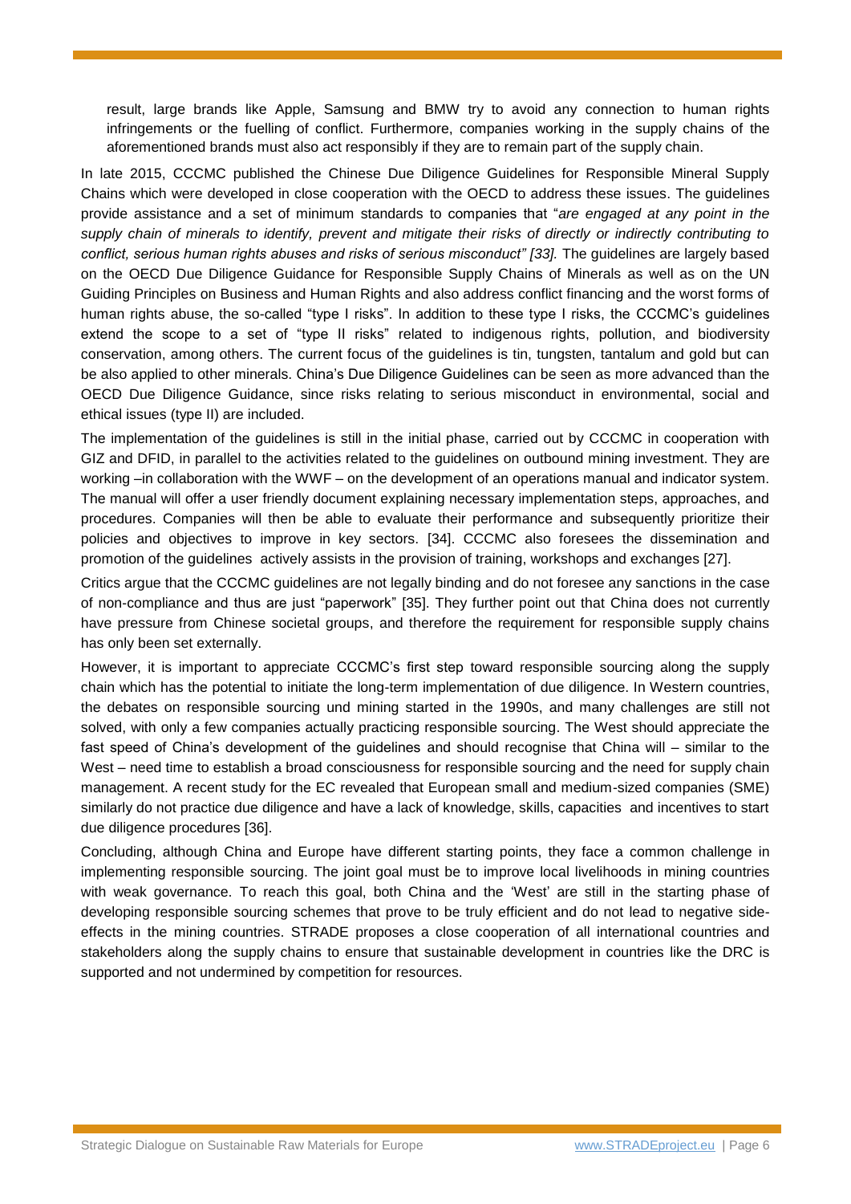result, large brands like Apple, Samsung and BMW try to avoid any connection to human rights infringements or the fuelling of conflict. Furthermore, companies working in the supply chains of the aforementioned brands must also act responsibly if they are to remain part of the supply chain.

In late 2015, CCCMC published the Chinese Due Diligence Guidelines for Responsible Mineral Supply Chains which were developed in close cooperation with the OECD to address these issues. The guidelines provide assistance and a set of minimum standards to companies that "*are engaged at any point in the supply chain of minerals to identify, prevent and mitigate their risks of directly or indirectly contributing to conflict, serious human rights abuses and risks of serious misconduct" [33].* The guidelines are largely based on the OECD Due Diligence Guidance for Responsible Supply Chains of Minerals as well as on the UN Guiding Principles on Business and Human Rights and also address conflict financing and the worst forms of human rights abuse, the so-called "type I risks". In addition to these type I risks, the CCCMC's guidelines extend the scope to a set of "type II risks" related to indigenous rights, pollution, and biodiversity conservation, among others. The current focus of the guidelines is tin, tungsten, tantalum and gold but can be also applied to other minerals. China's Due Diligence Guidelines can be seen as more advanced than the OECD Due Diligence Guidance, since risks relating to serious misconduct in environmental, social and ethical issues (type II) are included.

The implementation of the guidelines is still in the initial phase, carried out by CCCMC in cooperation with GIZ and DFID, in parallel to the activities related to the guidelines on outbound mining investment. They are working –in collaboration with the WWF – on the development of an operations manual and indicator system. The manual will offer a user friendly document explaining necessary implementation steps, approaches, and procedures. Companies will then be able to evaluate their performance and subsequently prioritize their policies and objectives to improve in key sectors. [34]. CCCMC also foresees the dissemination and promotion of the guidelines actively assists in the provision of training, workshops and exchanges [27].

Critics argue that the CCCMC guidelines are not legally binding and do not foresee any sanctions in the case of non-compliance and thus are just "paperwork" [35]. They further point out that China does not currently have pressure from Chinese societal groups, and therefore the requirement for responsible supply chains has only been set externally.

However, it is important to appreciate CCCMC's first step toward responsible sourcing along the supply chain which has the potential to initiate the long-term implementation of due diligence. In Western countries, the debates on responsible sourcing und mining started in the 1990s, and many challenges are still not solved, with only a few companies actually practicing responsible sourcing. The West should appreciate the fast speed of China's development of the guidelines and should recognise that China will – similar to the West – need time to establish a broad consciousness for responsible sourcing and the need for supply chain management. A recent study for the EC revealed that European small and medium-sized companies (SME) similarly do not practice due diligence and have a lack of knowledge, skills, capacities and incentives to start due diligence procedures [36].

Concluding, although China and Europe have different starting points, they face a common challenge in implementing responsible sourcing. The joint goal must be to improve local livelihoods in mining countries with weak governance. To reach this goal, both China and the 'West' are still in the starting phase of developing responsible sourcing schemes that prove to be truly efficient and do not lead to negative side-effects in the mining countries. STRADE proposes a close cooperation of all international countries and stakeholders along the supply chains to ensure that sustainable development in countries like the DRC is supported and not undermined by competition for resources.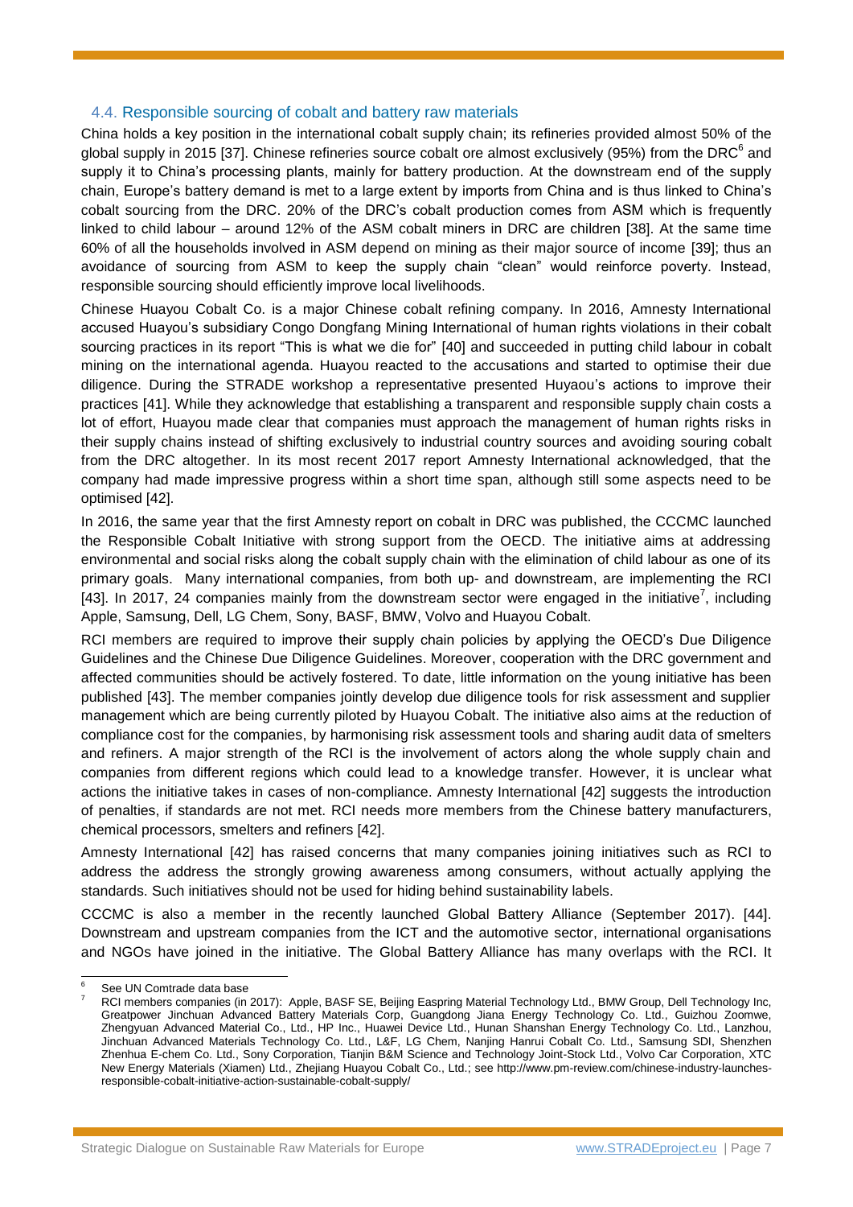### 4.4. Responsible sourcing of cobalt and battery raw materials

China holds a key position in the international cobalt supply chain; its refineries provided almost 50% of the global supply in 2015 [37]. Chinese refineries source cobalt ore almost exclusively (95%) from the DRC[6] and supply it to China's processing plants, mainly for battery production. At the downstream end of the supply chain, Europe's battery demand is met to a large extent by imports from China and is thus linked to China's cobalt sourcing from the DRC. 20% of the DRC's cobalt production comes from ASM which is frequently linked to child labour – around 12% of the ASM cobalt miners in DRC are children [38]. At the same time 60% of all the households involved in ASM depend on mining as their major source of income [39]; thus an avoidance of sourcing from ASM to keep the supply chain "clean" would reinforce poverty. Instead, responsible sourcing should efficiently improve local livelihoods.

Chinese Huayou Cobalt Co. is a major Chinese cobalt refining company. In 2016, Amnesty International accused Huayou's subsidiary Congo Dongfang Mining International of human rights violations in their cobalt sourcing practices in its report "This is what we die for" [40] and succeeded in putting child labour in cobalt mining on the international agenda. Huayou reacted to the accusations and started to optimise their due diligence. During the STRADE workshop a representative presented Huyaou's actions to improve their practices [41]. While they acknowledge that establishing a transparent and responsible supply chain costs a lot of effort, Huayou made clear that companies must approach the management of human rights risks in their supply chains instead of shifting exclusively to industrial country sources and avoiding souring cobalt from the DRC altogether. In its most recent 2017 report Amnesty International acknowledged, that the company had made impressive progress within a short time span, although still some aspects need to be optimised [42].

In 2016, the same year that the first Amnesty report on cobalt in DRC was published, the CCCMC launched the Responsible Cobalt Initiative with strong support from the OECD. The initiative aims at addressing environmental and social risks along the cobalt supply chain with the elimination of child labour as one of its primary goals. Many international companies, from both up- and downstream, are implementing the RCI [43]. In 2017, 24 companies mainly from the downstream sector were engaged in the initiative[7], including Apple, Samsung, Dell, LG Chem, Sony, BASF, BMW, Volvo and Huayou Cobalt.

RCI members are required to improve their supply chain policies by applying the OECD's Due Diligence Guidelines and the Chinese Due Diligence Guidelines. Moreover, cooperation with the DRC government and affected communities should be actively fostered. To date, little information on the young initiative has been published [43]. The member companies jointly develop due diligence tools for risk assessment and supplier management which are being currently piloted by Huayou Cobalt. The initiative also aims at the reduction of compliance cost for the companies, by harmonising risk assessment tools and sharing audit data of smelters and refiners. A major strength of the RCI is the involvement of actors along the whole supply chain and companies from different regions which could lead to a knowledge transfer. However, it is unclear what actions the initiative takes in cases of non-compliance. Amnesty International [42] suggests the introduction of penalties, if standards are not met. RCI needs more members from the Chinese battery manufacturers, chemical processors, smelters and refiners [42].

Amnesty International [42] has raised concerns that many companies joining initiatives such as RCI to address the address the strongly growing awareness among consumers, without actually applying the standards. Such initiatives should not be used for hiding behind sustainability labels.

CCCMC is also a member in the recently launched Global Battery Alliance (September 2017). [44]. Downstream and upstream companies from the ICT and the automotive sector, international organisations and NGOs have joined in the initiative. The Global Battery Alliance has many overlaps with the RCI. It

---

[6] See UN Comtrade data base

[7] RCI members companies (in 2017): Apple, BASF SE, Beijing Easpring Material Technology Ltd., BMW Group, Dell Technology Inc, Greatpower Jinchuan Advanced Battery Materials Corp, Guangdong Jiana Energy Technology Co. Ltd., Guizhou Zoomwe, Zhengyuan Advanced Material Co., Ltd., HP Inc., Huawei Device Ltd., Hunan Shanshan Energy Technology Co. Ltd., Lanzhou, Jinchuan Advanced Materials Technology Co. Ltd., L&F, LG Chem, Nanjing Hanrui Cobalt Co. Ltd., Samsung SDI, Shenzhen Zhenhua E-chem Co. Ltd., Sony Corporation, Tianjin B&M Science and Technology Joint-Stock Ltd., Volvo Car Corporation, XTC New Energy Materials (Xiamen) Ltd., Zhejiang Huayou Cobalt Co., Ltd.; see http://www.pm-review.com/chinese-industry-launches-responsible-cobalt-initiative-action-sustainable-cobalt-supply/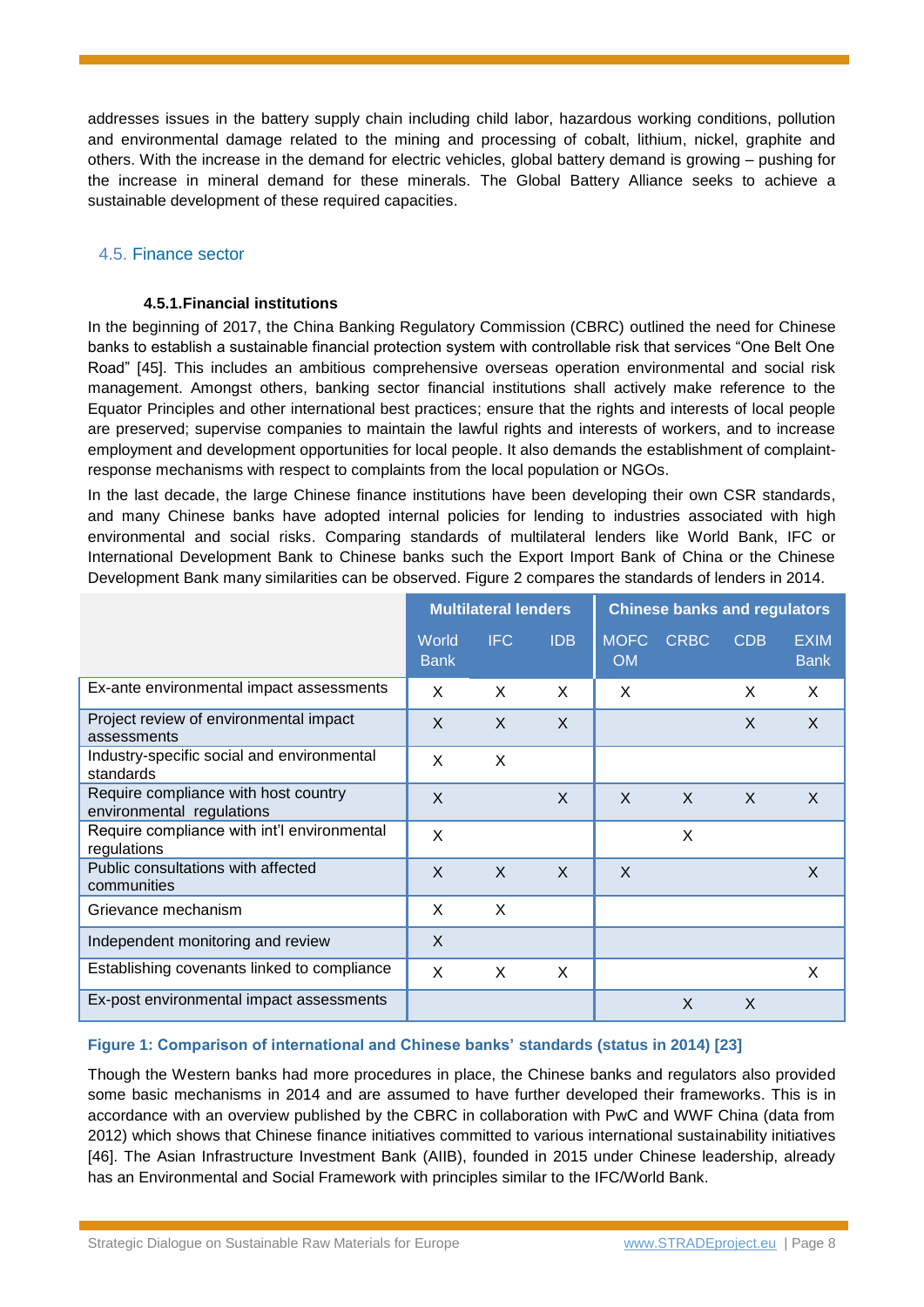addresses issues in the battery supply chain including child labor, hazardous working conditions, pollution and environmental damage related to the mining and processing of cobalt, lithium, nickel, graphite and others. With the increase in the demand for electric vehicles, global battery demand is growing – pushing for the increase in mineral demand for these minerals. The Global Battery Alliance seeks to achieve a sustainable development of these required capacities.

## 4.5. Finance sector

### 4.5.1. Financial institutions

In the beginning of 2017, the China Banking Regulatory Commission (CBRC) outlined the need for Chinese banks to establish a sustainable financial protection system with controllable risk that services "One Belt One Road" [45]. This includes an ambitious comprehensive overseas operation environmental and social risk management. Amongst others, banking sector financial institutions shall actively make reference to the Equator Principles and other international best practices; ensure that the rights and interests of local people are preserved; supervise companies to maintain the lawful rights and interests of workers, and to increase employment and development opportunities for local people. It also demands the establishment of complaint-response mechanisms with respect to complaints from the local population or NGOs.

In the last decade, the large Chinese finance institutions have been developing their own CSR standards, and many Chinese banks have adopted internal policies for lending to industries associated with high environmental and social risks. Comparing standards of multilateral lenders like World Bank, IFC or International Development Bank to Chinese banks such the Export Import Bank of China or the Chinese Development Bank many similarities can be observed. Figure 2 compares the standards of lenders in 2014.

| | Multilateral lenders | | | Chinese banks and regulators | | | |
|---|---|---|---|---|---|---|---|
| | World Bank | IFC | IDB | MOFCOM | CRBC | CDB | EXIM Bank |
| Ex-ante environmental impact assessments | X | X | X | X | | X | X |
| Project review of environmental impact assessments | X | X | X | | | X | X |
| Industry-specific social and environmental standards | X | X | | | | | |
| Require compliance with host country environmental regulations | X | | X | X | X | X | X |
| Require compliance with int'l environmental regulations | X | | | | X | | |
| Public consultations with affected communities | X | X | X | X | | | X |
| Grievance mechanism | X | X | | | | | |
| Independent monitoring and review | X | | | | | | |
| Establishing covenants linked to compliance | X | X | X | | | | X |
| Ex-post environmental impact assessments | | | | | X | X | |

**Figure 1: Comparison of international and Chinese banks' standards (status in 2014) [23]**

Though the Western banks had more procedures in place, the Chinese banks and regulators also provided some basic mechanisms in 2014 and are assumed to have further developed their frameworks. This is in accordance with an overview published by the CBRC in collaboration with PwC and WWF China (data from 2012) which shows that Chinese finance initiatives committed to various international sustainability initiatives [46]. The Asian Infrastructure Investment Bank (AIIB), founded in 2015 under Chinese leadership, already has an Environmental and Social Framework with principles similar to the IFC/World Bank.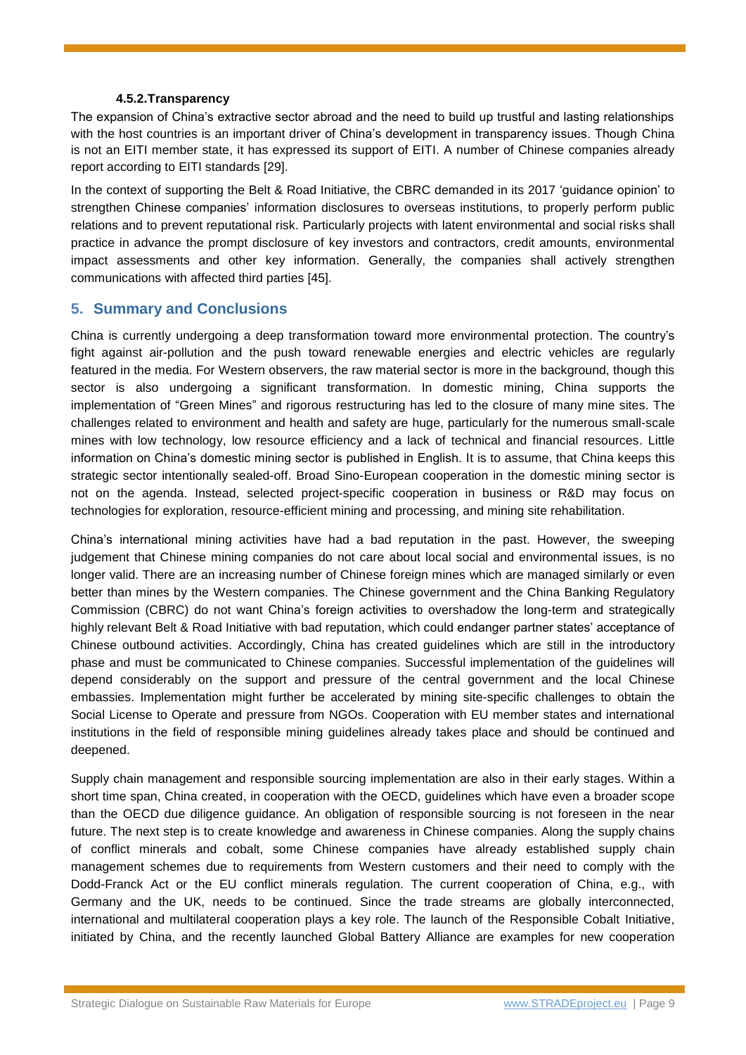#### 4.5.2. Transparency

The expansion of China's extractive sector abroad and the need to build up trustful and lasting relationships with the host countries is an important driver of China's development in transparency issues. Though China is not an EITI member state, it has expressed its support of EITI. A number of Chinese companies already report according to EITI standards [29].

In the context of supporting the Belt & Road Initiative, the CBRC demanded in its 2017 'guidance opinion' to strengthen Chinese companies' information disclosures to overseas institutions, to properly perform public relations and to prevent reputational risk. Particularly projects with latent environmental and social risks shall practice in advance the prompt disclosure of key investors and contractors, credit amounts, environmental impact assessments and other key information. Generally, the companies shall actively strengthen communications with affected third parties [45].

## 5. Summary and Conclusions

China is currently undergoing a deep transformation toward more environmental protection. The country's fight against air-pollution and the push toward renewable energies and electric vehicles are regularly featured in the media. For Western observers, the raw material sector is more in the background, though this sector is also undergoing a significant transformation. In domestic mining, China supports the implementation of "Green Mines" and rigorous restructuring has led to the closure of many mine sites. The challenges related to environment and health and safety are huge, particularly for the numerous small-scale mines with low technology, low resource efficiency and a lack of technical and financial resources. Little information on China's domestic mining sector is published in English. It is to assume, that China keeps this strategic sector intentionally sealed-off. Broad Sino-European cooperation in the domestic mining sector is not on the agenda. Instead, selected project-specific cooperation in business or R&D may focus on technologies for exploration, resource-efficient mining and processing, and mining site rehabilitation.

China's international mining activities have had a bad reputation in the past. However, the sweeping judgement that Chinese mining companies do not care about local social and environmental issues, is no longer valid. There are an increasing number of Chinese foreign mines which are managed similarly or even better than mines by the Western companies. The Chinese government and the China Banking Regulatory Commission (CBRC) do not want China's foreign activities to overshadow the long-term and strategically highly relevant Belt & Road Initiative with bad reputation, which could endanger partner states' acceptance of Chinese outbound activities. Accordingly, China has created guidelines which are still in the introductory phase and must be communicated to Chinese companies. Successful implementation of the guidelines will depend considerably on the support and pressure of the central government and the local Chinese embassies. Implementation might further be accelerated by mining site-specific challenges to obtain the Social License to Operate and pressure from NGOs. Cooperation with EU member states and international institutions in the field of responsible mining guidelines already takes place and should be continued and deepened.

Supply chain management and responsible sourcing implementation are also in their early stages. Within a short time span, China created, in cooperation with the OECD, guidelines which have even a broader scope than the OECD due diligence guidance. An obligation of responsible sourcing is not foreseen in the near future. The next step is to create knowledge and awareness in Chinese companies. Along the supply chains of conflict minerals and cobalt, some Chinese companies have already established supply chain management schemes due to requirements from Western customers and their need to comply with the Dodd-Franck Act or the EU conflict minerals regulation. The current cooperation of China, e.g., with Germany and the UK, needs to be continued. Since the trade streams are globally interconnected, international and multilateral cooperation plays a key role. The launch of the Responsible Cobalt Initiative, initiated by China, and the recently launched Global Battery Alliance are examples for new cooperation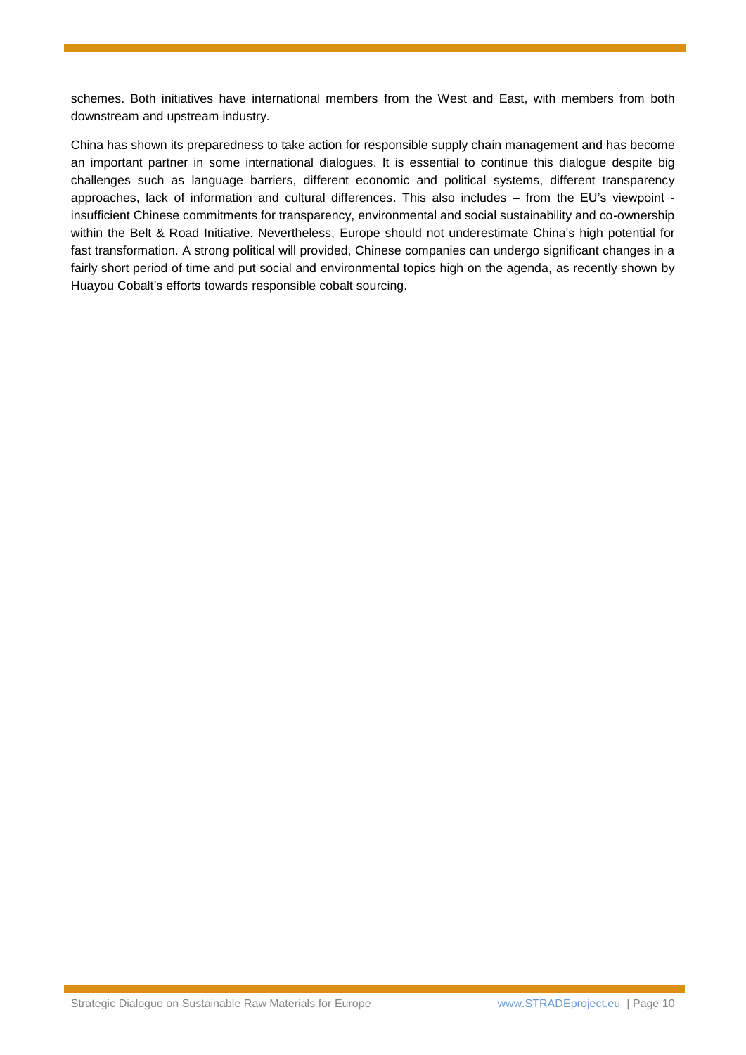schemes. Both initiatives have international members from the West and East, with members from both downstream and upstream industry.

China has shown its preparedness to take action for responsible supply chain management and has become an important partner in some international dialogues. It is essential to continue this dialogue despite big challenges such as language barriers, different economic and political systems, different transparency approaches, lack of information and cultural differences. This also includes – from the EU's viewpoint - insufficient Chinese commitments for transparency, environmental and social sustainability and co-ownership within the Belt & Road Initiative. Nevertheless, Europe should not underestimate China's high potential for fast transformation. A strong political will provided, Chinese companies can undergo significant changes in a fairly short period of time and put social and environmental topics high on the agenda, as recently shown by Huayou Cobalt's efforts towards responsible cobalt sourcing.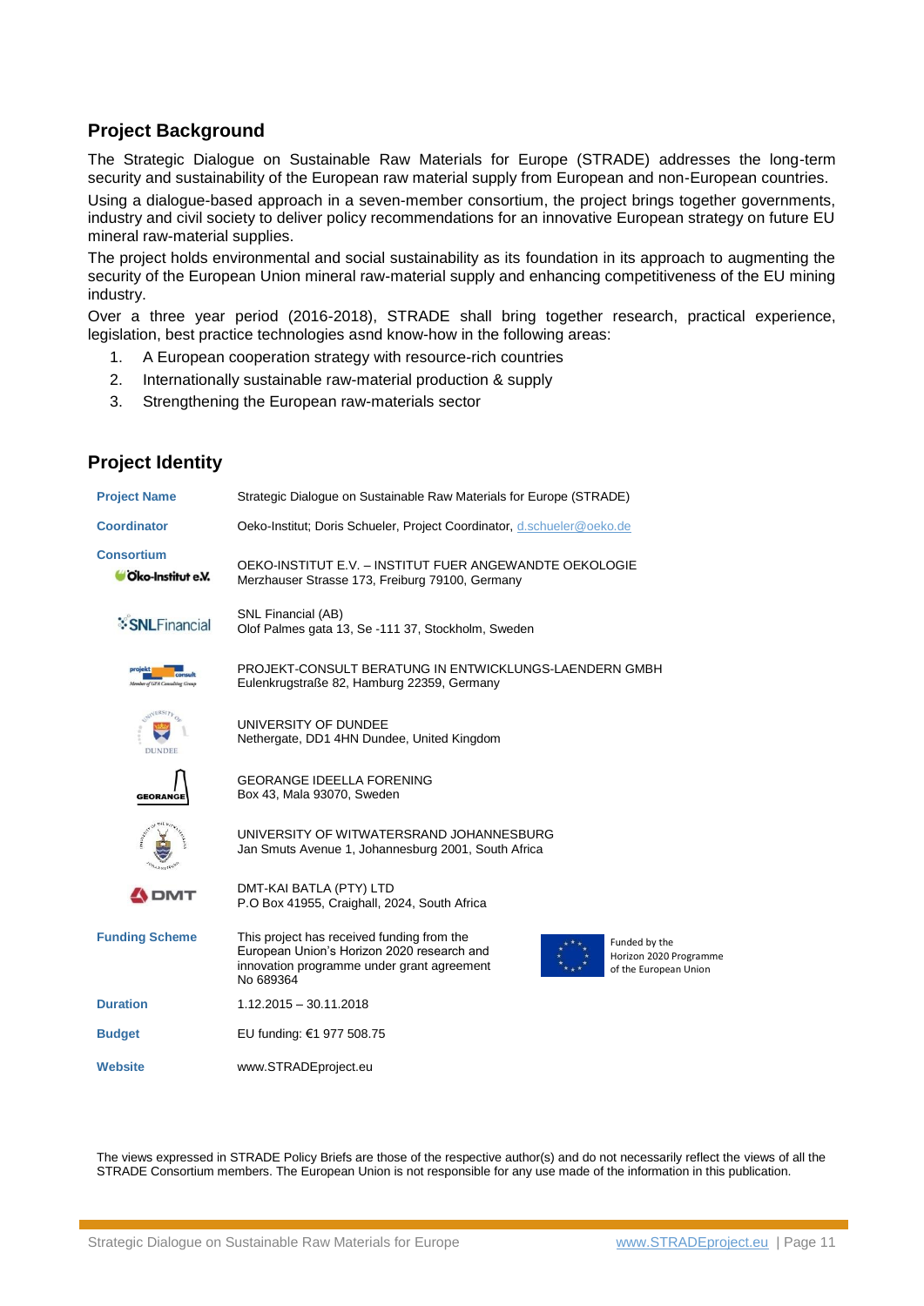## Project Background

The Strategic Dialogue on Sustainable Raw Materials for Europe (STRADE) addresses the long-term security and sustainability of the European raw material supply from European and non-European countries.

Using a dialogue-based approach in a seven-member consortium, the project brings together governments, industry and civil society to deliver policy recommendations for an innovative European strategy on future EU mineral raw-material supplies.

The project holds environmental and social sustainability as its foundation in its approach to augmenting the security of the European Union mineral raw-material supply and enhancing competitiveness of the EU mining industry.

Over a three year period (2016-2018), STRADE shall bring together research, practical experience, legislation, best practice technologies asnd know-how in the following areas:

1. A European cooperation strategy with resource-rich countries
2. Internationally sustainable raw-material production & supply
3. Strengthening the European raw-materials sector

## Project Identity

| | |
|---|---|
| **Project Name** | Strategic Dialogue on Sustainable Raw Materials for Europe (STRADE) |
| **Coordinator** | Oeko-Institut; Doris Schueler, Project Coordinator, d.schueler@oeko.de |
| **Consortium** Öko-Institut e.V. | OEKO-INSTITUT E.V. – INSTITUT FUER ANGEWANDTE OEKOLOGIE<br>Merzhauser Strasse 173, Freiburg 79100, Germany |
| SNLFinancial | SNL Financial (AB)<br>Olof Palmes gata 13, Se -111 37, Stockholm, Sweden |
| projekt consult | PROJEKT-CONSULT BERATUNG IN ENTWICKLUNGS-LAENDERN GMBH<br>Eulenkrugstraße 82, Hamburg 22359, Germany |
| Dundee | UNIVERSITY OF DUNDEE<br>Nethergate, DD1 4HN Dundee, United Kingdom |
| GEORANGE | GEORANGE IDEELLA FORENING<br>Box 43, Mala 93070, Sweden |
| | UNIVERSITY OF WITWATERSRAND JOHANNESBURG<br>Jan Smuts Avenue 1, Johannesburg 2001, South Africa |
| DMT | DMT-KAI BATLA (PTY) LTD<br>P.O Box 41955, Craighall, 2024, South Africa |
| **Funding Scheme** | This project has received funding from the European Union's Horizon 2020 research and innovation programme under grant agreement No 689364<br>Funded by the Horizon 2020 Programme of the European Union |
| **Duration** | 1.12.2015 – 30.11.2018 |
| **Budget** | EU funding: €1 977 508.75 |
| **Website** | www.STRADEproject.eu |

The views expressed in STRADE Policy Briefs are those of the respective author(s) and do not necessarily reflect the views of all the STRADE Consortium members. The European Union is not responsible for any use made of the information in this publication.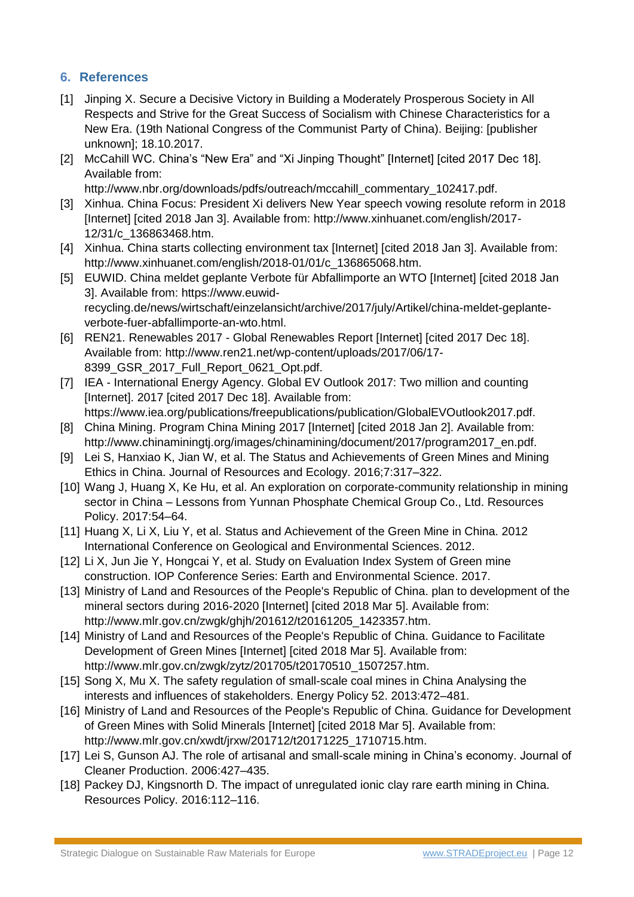## 6. References

[1] Jinping X. Secure a Decisive Victory in Building a Moderately Prosperous Society in All Respects and Strive for the Great Success of Socialism with Chinese Characteristics for a New Era. (19th National Congress of the Communist Party of China). Beijing: [publisher unknown]; 18.10.2017.

[2] McCahill WC. China's "New Era" and "Xi Jinping Thought" [Internet] [cited 2017 Dec 18]. Available from: http://www.nbr.org/downloads/pdfs/outreach/mccahill_commentary_102417.pdf.

[3] Xinhua. China Focus: President Xi delivers New Year speech vowing resolute reform in 2018 [Internet] [cited 2018 Jan 3]. Available from: http://www.xinhuanet.com/english/2017-12/31/c_136863468.htm.

[4] Xinhua. China starts collecting environment tax [Internet] [cited 2018 Jan 3]. Available from: http://www.xinhuanet.com/english/2018-01/01/c_136865068.htm.

[5] EUWID. China meldet geplante Verbote für Abfallimporte an WTO [Internet] [cited 2018 Jan 3]. Available from: https://www.euwid-recycling.de/news/wirtschaft/einzelansicht/archive/2017/july/Artikel/china-meldet-geplante-verbote-fuer-abfallimporte-an-wto.html.

[6] REN21. Renewables 2017 - Global Renewables Report [Internet] [cited 2017 Dec 18]. Available from: http://www.ren21.net/wp-content/uploads/2017/06/17-8399_GSR_2017_Full_Report_0621_Opt.pdf.

[7] IEA - International Energy Agency. Global EV Outlook 2017: Two million and counting [Internet]. 2017 [cited 2017 Dec 18]. Available from: https://www.iea.org/publications/freepublications/publication/GlobalEVOutlook2017.pdf.

[8] China Mining. Program China Mining 2017 [Internet] [cited 2018 Jan 2]. Available from: http://www.chinaminingtj.org/images/chinamining/document/2017/program2017_en.pdf.

[9] Lei S, Hanxiao K, Jian W, et al. The Status and Achievements of Green Mines and Mining Ethics in China. Journal of Resources and Ecology. 2016;7:317–322.

[10] Wang J, Huang X, Ke Hu, et al. An exploration on corporate-community relationship in mining sector in China – Lessons from Yunnan Phosphate Chemical Group Co., Ltd. Resources Policy. 2017:54–64.

[11] Huang X, Li X, Liu Y, et al. Status and Achievement of the Green Mine in China. 2012 International Conference on Geological and Environmental Sciences. 2012.

[12] Li X, Jun Jie Y, Hongcai Y, et al. Study on Evaluation Index System of Green mine construction. IOP Conference Series: Earth and Environmental Science. 2017.

[13] Ministry of Land and Resources of the People's Republic of China. plan to development of the mineral sectors during 2016-2020 [Internet] [cited 2018 Mar 5]. Available from: http://www.mlr.gov.cn/zwgk/ghjh/201612/t20161205_1423357.htm.

[14] Ministry of Land and Resources of the People's Republic of China. Guidance to Facilitate Development of Green Mines [Internet] [cited 2018 Mar 5]. Available from: http://www.mlr.gov.cn/zwgk/zytz/201705/t20170510_1507257.htm.

[15] Song X, Mu X. The safety regulation of small-scale coal mines in China Analysing the interests and influences of stakeholders. Energy Policy 52. 2013:472–481.

[16] Ministry of Land and Resources of the People's Republic of China. Guidance for Development of Green Mines with Solid Minerals [Internet] [cited 2018 Mar 5]. Available from: http://www.mlr.gov.cn/xwdt/jrxw/201712/t20171225_1710715.htm.

[17] Lei S, Gunson AJ. The role of artisanal and small-scale mining in China's economy. Journal of Cleaner Production. 2006:427–435.

[18] Packey DJ, Kingsnorth D. The impact of unregulated ionic clay rare earth mining in China. Resources Policy. 2016:112–116.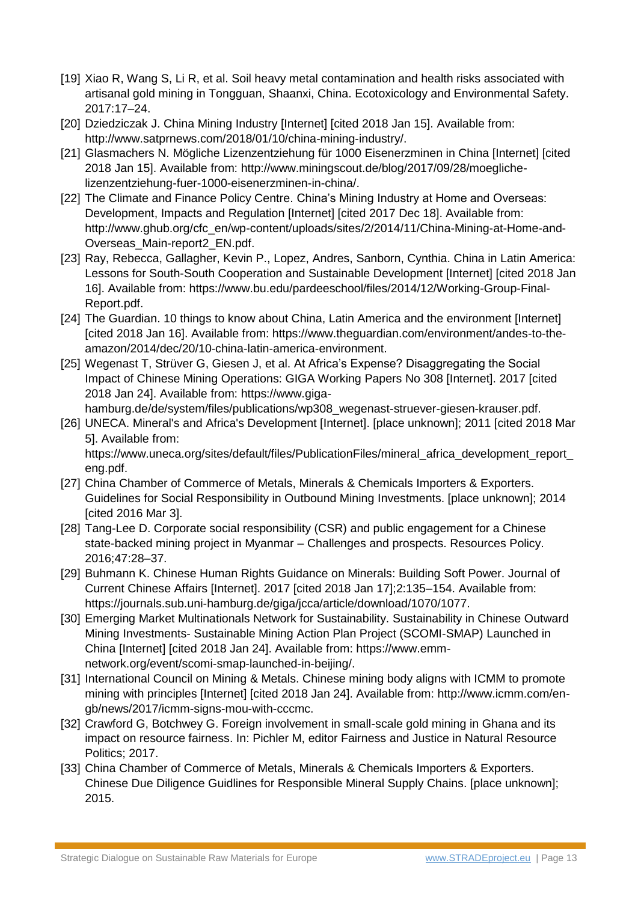[19] Xiao R, Wang S, Li R, et al. Soil heavy metal contamination and health risks associated with artisanal gold mining in Tongguan, Shaanxi, China. Ecotoxicology and Environmental Safety. 2017:17–24.

[20] Dziedziczak J. China Mining Industry [Internet] [cited 2018 Jan 15]. Available from: http://www.satprnews.com/2018/01/10/china-mining-industry/.

[21] Glasmachers N. Mögliche Lizenzentziehung für 1000 Eisenerzminen in China [Internet] [cited 2018 Jan 15]. Available from: http://www.miningscout.de/blog/2017/09/28/moegliche-lizenzentziehung-fuer-1000-eisenerzminen-in-china/.

[22] The Climate and Finance Policy Centre. China's Mining Industry at Home and Overseas: Development, Impacts and Regulation [Internet] [cited 2017 Dec 18]. Available from: http://www.ghub.org/cfc_en/wp-content/uploads/sites/2/2014/11/China-Mining-at-Home-and-Overseas_Main-report2_EN.pdf.

[23] Ray, Rebecca, Gallagher, Kevin P., Lopez, Andres, Sanborn, Cynthia. China in Latin America: Lessons for South-South Cooperation and Sustainable Development [Internet] [cited 2018 Jan 16]. Available from: https://www.bu.edu/pardeeschool/files/2014/12/Working-Group-Final-Report.pdf.

[24] The Guardian. 10 things to know about China, Latin America and the environment [Internet] [cited 2018 Jan 16]. Available from: https://www.theguardian.com/environment/andes-to-the-amazon/2014/dec/20/10-china-latin-america-environment.

[25] Wegenast T, Strüver G, Giesen J, et al. At Africa's Expense? Disaggregating the Social Impact of Chinese Mining Operations: GIGA Working Papers No 308 [Internet]. 2017 [cited 2018 Jan 24]. Available from: https://www.giga-hamburg.de/de/system/files/publications/wp308_wegenast-struever-giesen-krauser.pdf.

[26] UNECA. Mineral's and Africa's Development [Internet]. [place unknown]; 2011 [cited 2018 Mar 5]. Available from: https://www.uneca.org/sites/default/files/PublicationFiles/mineral_africa_development_report_eng.pdf.

[27] China Chamber of Commerce of Metals, Minerals & Chemicals Importers & Exporters. Guidelines for Social Responsibility in Outbound Mining Investments. [place unknown]; 2014 [cited 2016 Mar 3].

[28] Tang-Lee D. Corporate social responsibility (CSR) and public engagement for a Chinese state-backed mining project in Myanmar – Challenges and prospects. Resources Policy. 2016;47:28–37.

[29] Buhmann K. Chinese Human Rights Guidance on Minerals: Building Soft Power. Journal of Current Chinese Affairs [Internet]. 2017 [cited 2018 Jan 17];2:135–154. Available from: https://journals.sub.uni-hamburg.de/giga/jcca/article/download/1070/1077.

[30] Emerging Market Multinationals Network for Sustainability. Sustainability in Chinese Outward Mining Investments- Sustainable Mining Action Plan Project (SCOMI-SMAP) Launched in China [Internet] [cited 2018 Jan 24]. Available from: https://www.emm-network.org/event/scomi-smap-launched-in-beijing/.

[31] International Council on Mining & Metals. Chinese mining body aligns with ICMM to promote mining with principles [Internet] [cited 2018 Jan 24]. Available from: http://www.icmm.com/en-gb/news/2017/icmm-signs-mou-with-cccmc.

[32] Crawford G, Botchwey G. Foreign involvement in small-scale gold mining in Ghana and its impact on resource fairness. In: Pichler M, editor Fairness and Justice in Natural Resource Politics; 2017.

[33] China Chamber of Commerce of Metals, Minerals & Chemicals Importers & Exporters. Chinese Due Diligence Guidlines for Responsible Mineral Supply Chains. [place unknown]; 2015.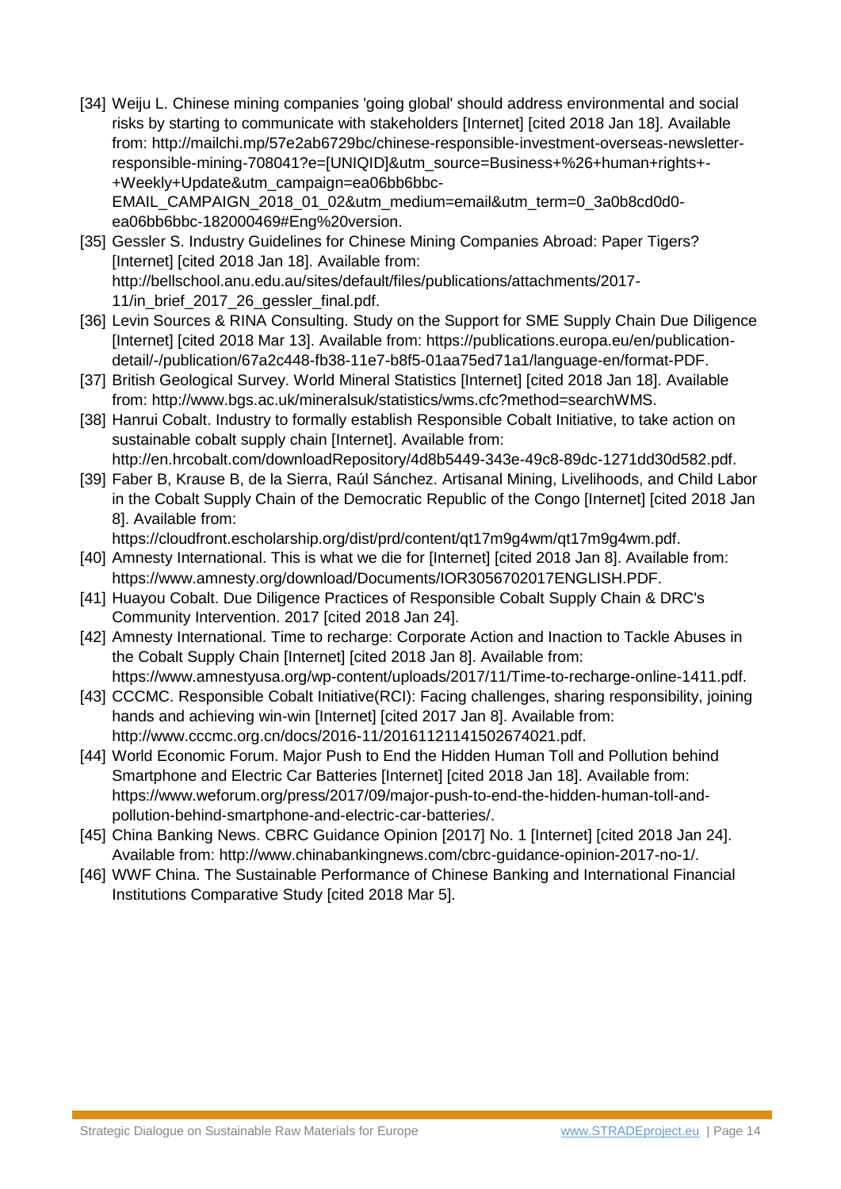[34] Weiju L. Chinese mining companies 'going global' should address environmental and social risks by starting to communicate with stakeholders [Internet] [cited 2018 Jan 18]. Available from: http://mailchi.mp/57e2ab6729bc/chinese-responsible-investment-overseas-newsletter-responsible-mining-708041?e=[UNIQID]&utm_source=Business+%26+human+rights+-+Weekly+Update&utm_campaign=ea06bb6bbc-EMAIL_CAMPAIGN_2018_01_02&utm_medium=email&utm_term=0_3a0b8cd0d0-ea06bb6bbc-182000469#Eng%20version.

[35] Gessler S. Industry Guidelines for Chinese Mining Companies Abroad: Paper Tigers? [Internet] [cited 2018 Jan 18]. Available from: http://bellschool.anu.edu.au/sites/default/files/publications/attachments/2017-11/in_brief_2017_26_gessler_final.pdf.

[36] Levin Sources & RINA Consulting. Study on the Support for SME Supply Chain Due Diligence [Internet] [cited 2018 Mar 13]. Available from: https://publications.europa.eu/en/publication-detail/-/publication/67a2c448-fb38-11e7-b8f5-01aa75ed71a1/language-en/format-PDF.

[37] British Geological Survey. World Mineral Statistics [Internet] [cited 2018 Jan 18]. Available from: http://www.bgs.ac.uk/mineralsuk/statistics/wms.cfc?method=searchWMS.

[38] Hanrui Cobalt. Industry to formally establish Responsible Cobalt Initiative, to take action on sustainable cobalt supply chain [Internet]. Available from: http://en.hrcobalt.com/downloadRepository/4d8b5449-343e-49c8-89dc-1271dd30d582.pdf.

[39] Faber B, Krause B, de la Sierra, Raúl Sánchez. Artisanal Mining, Livelihoods, and Child Labor in the Cobalt Supply Chain of the Democratic Republic of the Congo [Internet] [cited 2018 Jan 8]. Available from: https://cloudfront.escholarship.org/dist/prd/content/qt17m9g4wm/qt17m9g4wm.pdf.

[40] Amnesty International. This is what we die for [Internet] [cited 2018 Jan 8]. Available from: https://www.amnesty.org/download/Documents/IOR3056702017ENGLISH.PDF.

[41] Huayou Cobalt. Due Diligence Practices of Responsible Cobalt Supply Chain & DRC's Community Intervention. 2017 [cited 2018 Jan 24].

[42] Amnesty International. Time to recharge: Corporate Action and Inaction to Tackle Abuses in the Cobalt Supply Chain [Internet] [cited 2018 Jan 8]. Available from: https://www.amnestyusa.org/wp-content/uploads/2017/11/Time-to-recharge-online-1411.pdf.

[43] CCCMC. Responsible Cobalt Initiative(RCI): Facing challenges, sharing responsibility, joining hands and achieving win-win [Internet] [cited 2017 Jan 8]. Available from: http://www.cccmc.org.cn/docs/2016-11/20161121141502674021.pdf.

[44] World Economic Forum. Major Push to End the Hidden Human Toll and Pollution behind Smartphone and Electric Car Batteries [Internet] [cited 2018 Jan 18]. Available from: https://www.weforum.org/press/2017/09/major-push-to-end-the-hidden-human-toll-and-pollution-behind-smartphone-and-electric-car-batteries/.

[45] China Banking News. CBRC Guidance Opinion [2017] No. 1 [Internet] [cited 2018 Jan 24]. Available from: http://www.chinabankingnews.com/cbrc-guidance-opinion-2017-no-1/.

[46] WWF China. The Sustainable Performance of Chinese Banking and International Financial Institutions Comparative Study [cited 2018 Mar 5].